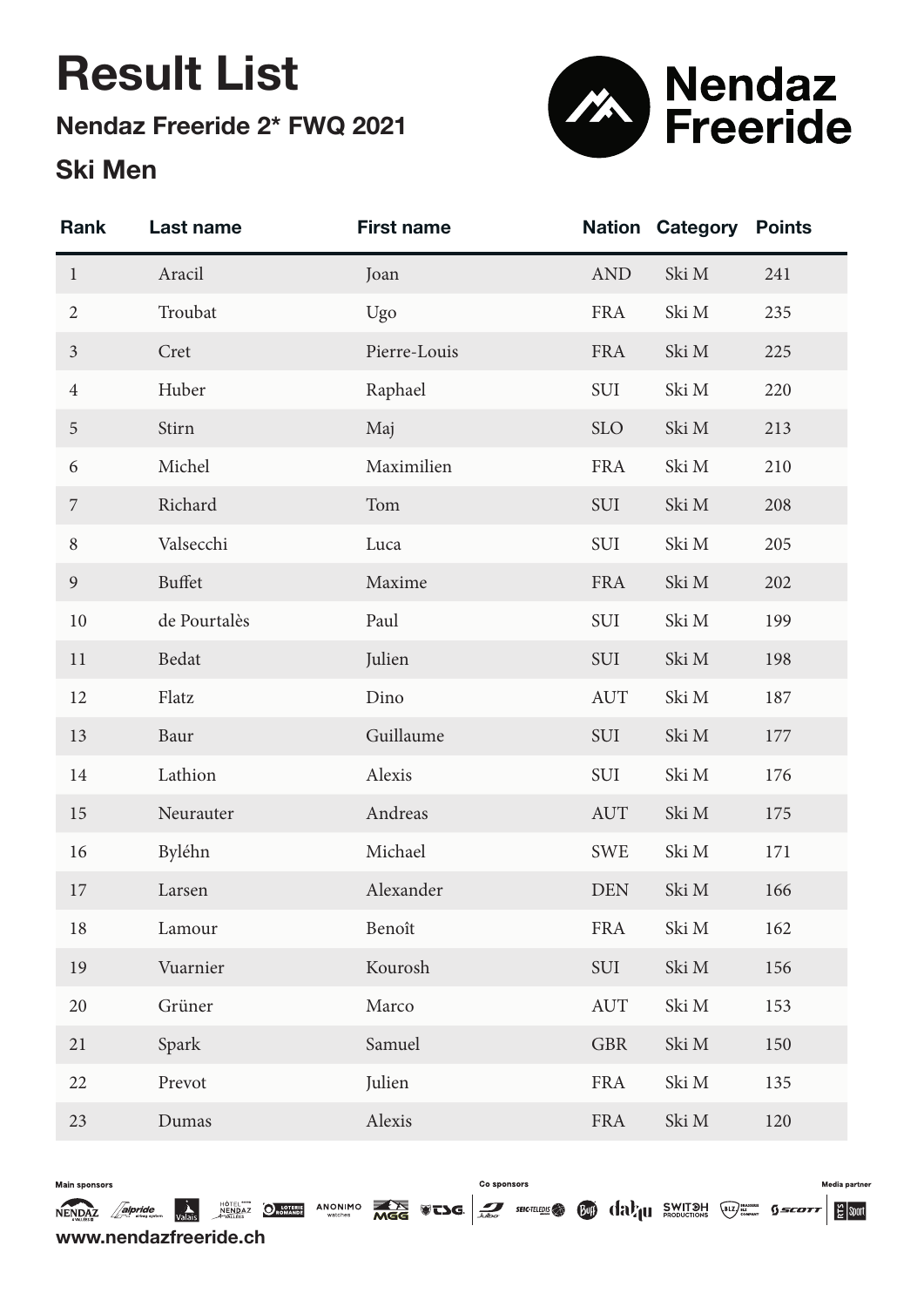# Result List

## Nendaz Freeride 2* FWQ 2021

## Ski Men

| Rank | Last name | First name | Nation | Category | Points |
|---|---|---|---|---|---|
| 1 | Aracil | Joan | AND | Ski M | 241 |
| 2 | Troubat | Ugo | FRA | Ski M | 235 |
| 3 | Cret | Pierre-Louis | FRA | Ski M | 225 |
| 4 | Huber | Raphael | SUI | Ski M | 220 |
| 5 | Stirn | Maj | SLO | Ski M | 213 |
| 6 | Michel | Maximilien | FRA | Ski M | 210 |
| 7 | Richard | Tom | SUI | Ski M | 208 |
| 8 | Valsecchi | Luca | SUI | Ski M | 205 |
| 9 | Buffet | Maxime | FRA | Ski M | 202 |
| 10 | de Pourtalès | Paul | SUI | Ski M | 199 |
| 11 | Bedat | Julien | SUI | Ski M | 198 |
| 12 | Flatz | Dino | AUT | Ski M | 187 |
| 13 | Baur | Guillaume | SUI | Ski M | 177 |
| 14 | Lathion | Alexis | SUI | Ski M | 176 |
| 15 | Neurauter | Andreas | AUT | Ski M | 175 |
| 16 | Byléhn | Michael | SWE | Ski M | 171 |
| 17 | Larsen | Alexander | DEN | Ski M | 166 |
| 18 | Lamour | Benoît | FRA | Ski M | 162 |
| 19 | Vuarnier | Kourosh | SUI | Ski M | 156 |
| 20 | Grüner | Marco | AUT | Ski M | 153 |
| 21 | Spark | Samuel | GBR | Ski M | 150 |
| 22 | Prevot | Julien | FRA | Ski M | 135 |
| 23 | Dumas | Alexis | FRA | Ski M | 120 |

Main sponsors — Co sponsors — Media partner

www.nendazfreeride.ch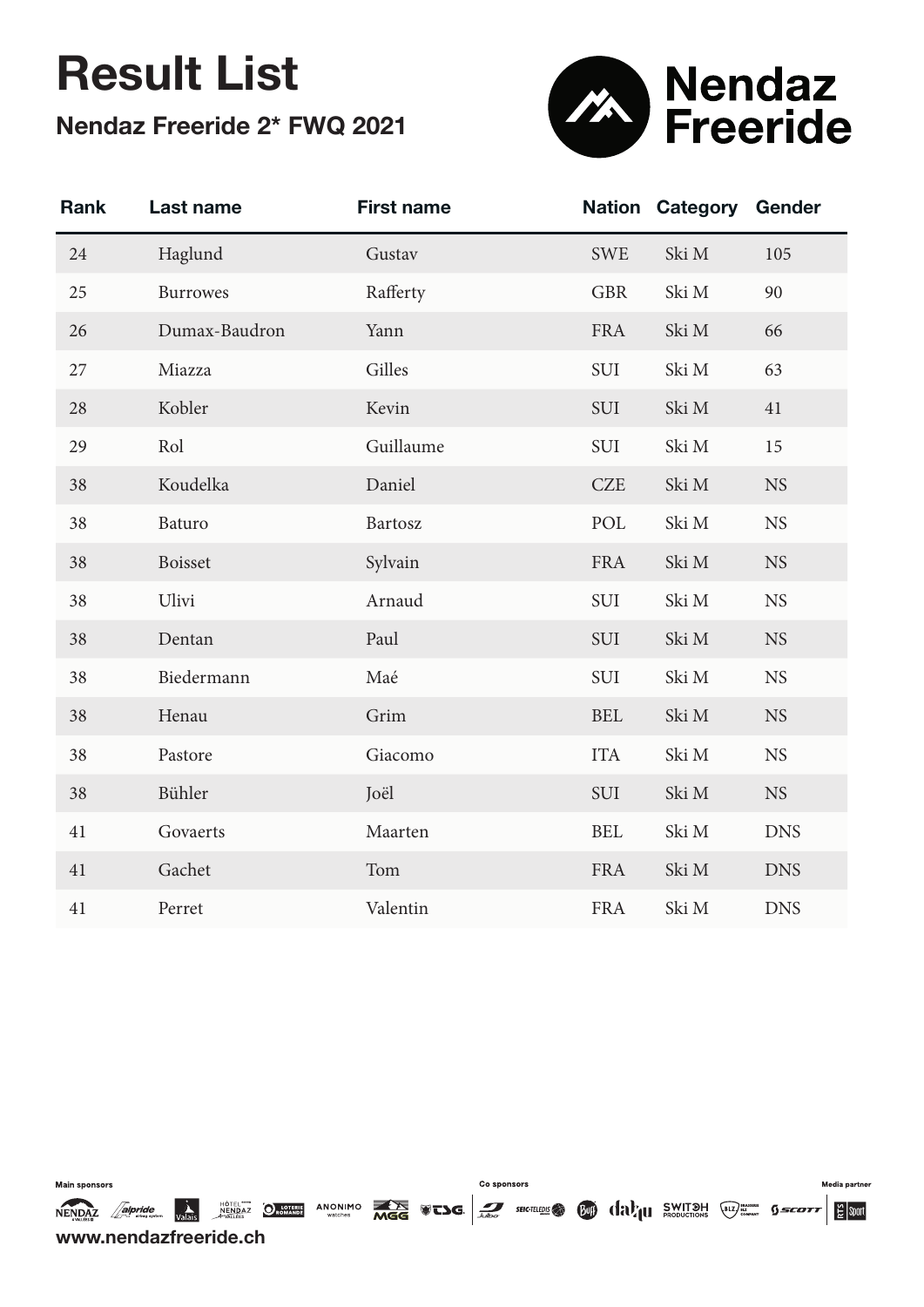# Result List

## Nendaz Freeride 2* FWQ 2021

| Rank | Last name | First name | Nation | Category | Gender |
|---|---|---|---|---|---|
| 24 | Haglund | Gustav | SWE | Ski M | 105 |
| 25 | Burrowes | Rafferty | GBR | Ski M | 90 |
| 26 | Dumax-Baudron | Yann | FRA | Ski M | 66 |
| 27 | Miazza | Gilles | SUI | Ski M | 63 |
| 28 | Kobler | Kevin | SUI | Ski M | 41 |
| 29 | Rol | Guillaume | SUI | Ski M | 15 |
| 38 | Koudelka | Daniel | CZE | Ski M | NS |
| 38 | Baturo | Bartosz | POL | Ski M | NS |
| 38 | Boisset | Sylvain | FRA | Ski M | NS |
| 38 | Ulivi | Arnaud | SUI | Ski M | NS |
| 38 | Dentan | Paul | SUI | Ski M | NS |
| 38 | Biedermann | Maé | SUI | Ski M | NS |
| 38 | Henau | Grim | BEL | Ski M | NS |
| 38 | Pastore | Giacomo | ITA | Ski M | NS |
| 38 | Bühler | Joël | SUI | Ski M | NS |
| 41 | Govaerts | Maarten | BEL | Ski M | DNS |
| 41 | Gachet | Tom | FRA | Ski M | DNS |
| 41 | Perret | Valentin | FRA | Ski M | DNS |

Main sponsors — Co sponsors — Media partner

www.nendazfreeride.ch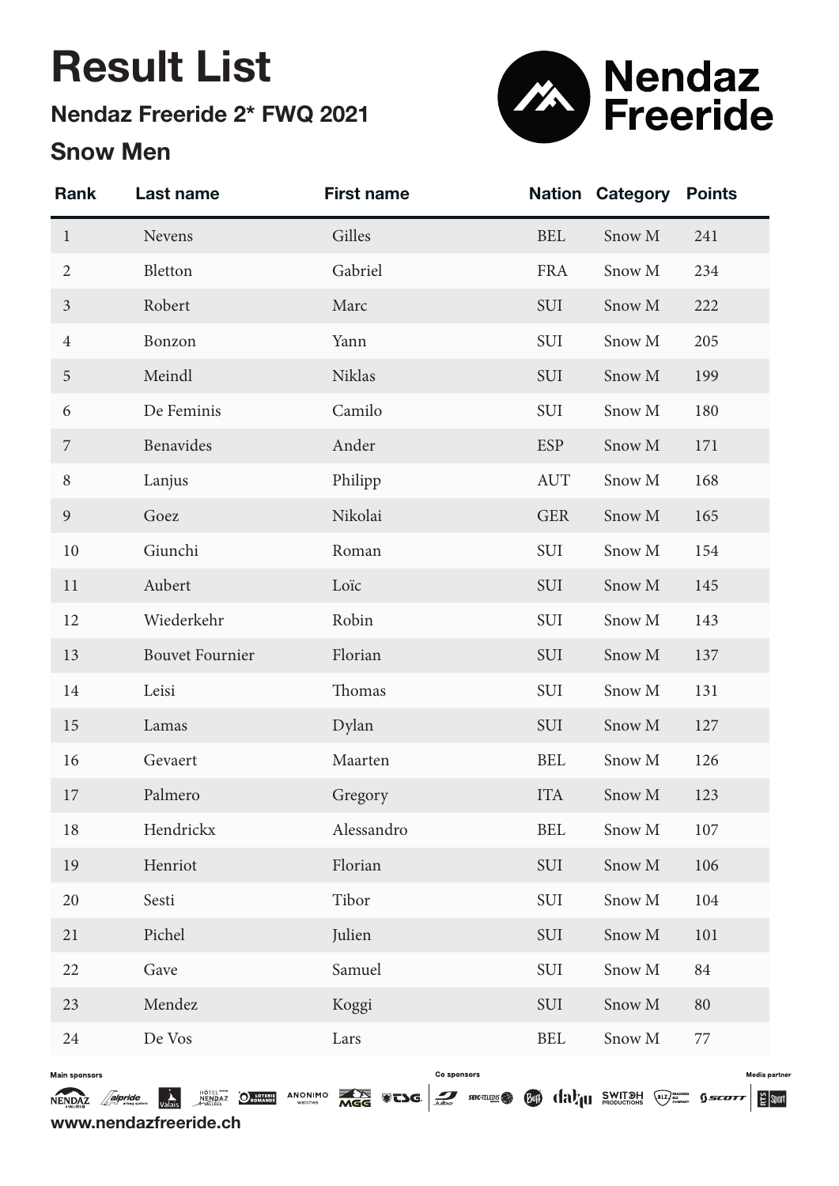# Result List

## Nendaz Freeride 2* FWQ 2021

## Snow Men

| Rank | Last name | First name | Nation | Category | Points |
|---|---|---|---|---|---|
| 1 | Nevens | Gilles | BEL | Snow M | 241 |
| 2 | Bletton | Gabriel | FRA | Snow M | 234 |
| 3 | Robert | Marc | SUI | Snow M | 222 |
| 4 | Bonzon | Yann | SUI | Snow M | 205 |
| 5 | Meindl | Niklas | SUI | Snow M | 199 |
| 6 | De Feminis | Camilo | SUI | Snow M | 180 |
| 7 | Benavides | Ander | ESP | Snow M | 171 |
| 8 | Lanjus | Philipp | AUT | Snow M | 168 |
| 9 | Goez | Nikolai | GER | Snow M | 165 |
| 10 | Giunchi | Roman | SUI | Snow M | 154 |
| 11 | Aubert | Loïc | SUI | Snow M | 145 |
| 12 | Wiederkehr | Robin | SUI | Snow M | 143 |
| 13 | Bouvet Fournier | Florian | SUI | Snow M | 137 |
| 14 | Leisi | Thomas | SUI | Snow M | 131 |
| 15 | Lamas | Dylan | SUI | Snow M | 127 |
| 16 | Gevaert | Maarten | BEL | Snow M | 126 |
| 17 | Palmero | Gregory | ITA | Snow M | 123 |
| 18 | Hendrickx | Alessandro | BEL | Snow M | 107 |
| 19 | Henriot | Florian | SUI | Snow M | 106 |
| 20 | Sesti | Tibor | SUI | Snow M | 104 |
| 21 | Pichel | Julien | SUI | Snow M | 101 |
| 22 | Gave | Samuel | SUI | Snow M | 84 |
| 23 | Mendez | Koggi | SUI | Snow M | 80 |
| 24 | De Vos | Lars | BEL | Snow M | 77 |

Main sponsors — Co sponsors — Media partner

www.nendazfreeride.ch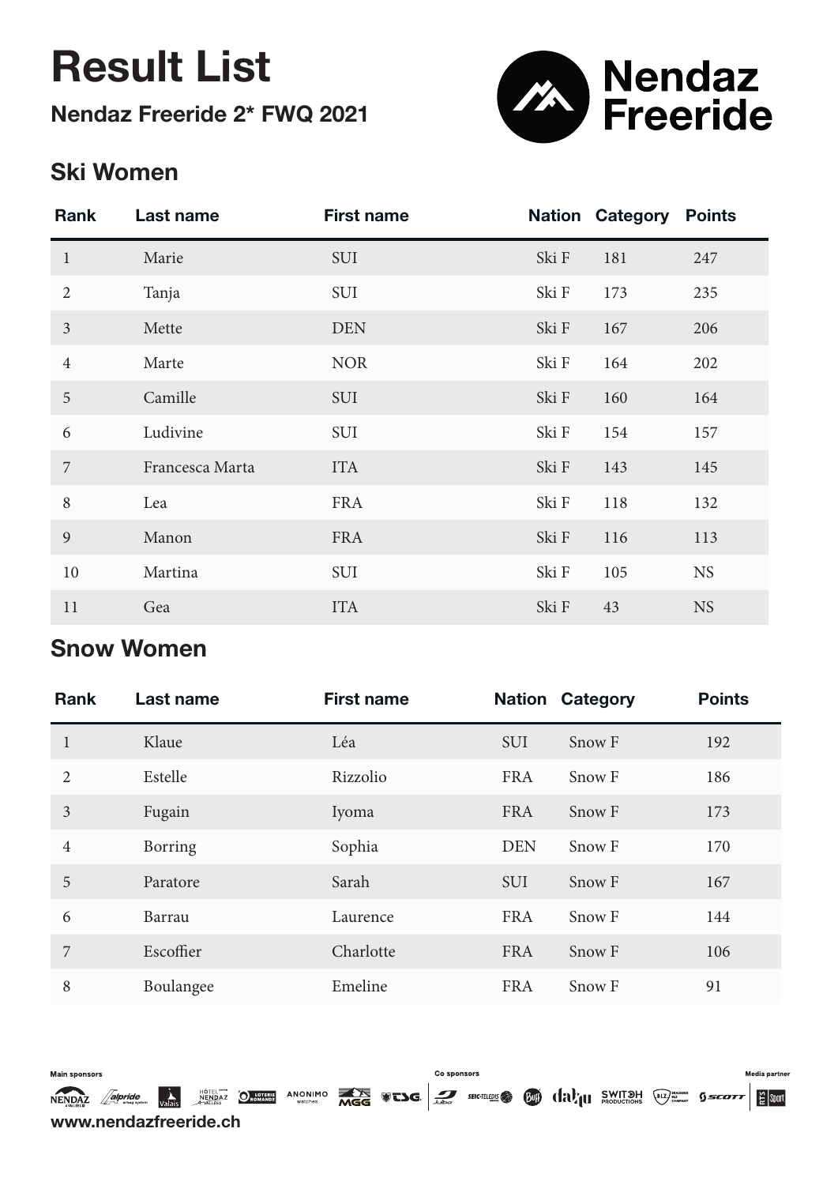# Result List

**Nendaz Freeride 2* FWQ 2021**

Nendaz Freeride

## Ski Women

| Rank | Last name | First name | Nation | Category | Points |
|---|---|---|---|---|---|
| 1 | Marie | SUI | Ski F | 181 | 247 |
| 2 | Tanja | SUI | Ski F | 173 | 235 |
| 3 | Mette | DEN | Ski F | 167 | 206 |
| 4 | Marte | NOR | Ski F | 164 | 202 |
| 5 | Camille | SUI | Ski F | 160 | 164 |
| 6 | Ludivine | SUI | Ski F | 154 | 157 |
| 7 | Francesca Marta | ITA | Ski F | 143 | 145 |
| 8 | Lea | FRA | Ski F | 118 | 132 |
| 9 | Manon | FRA | Ski F | 116 | 113 |
| 10 | Martina | SUI | Ski F | 105 | NS |
| 11 | Gea | ITA | Ski F | 43 | NS |

## Snow Women

| Rank | Last name | First name | Nation | Category | Points |
|---|---|---|---|---|---|
| 1 | Klaue | Léa | SUI | Snow F | 192 |
| 2 | Estelle | Rizzolio | FRA | Snow F | 186 |
| 3 | Fugain | Iyoma | FRA | Snow F | 173 |
| 4 | Borring | Sophia | DEN | Snow F | 170 |
| 5 | Paratore | Sarah | SUI | Snow F | 167 |
| 6 | Barrau | Laurence | FRA | Snow F | 144 |
| 7 | Escoffier | Charlotte | FRA | Snow F | 106 |
| 8 | Boulangee | Emeline | FRA | Snow F | 91 |

Main sponsors — Co sponsors — Media partner

www.nendazfreeride.ch